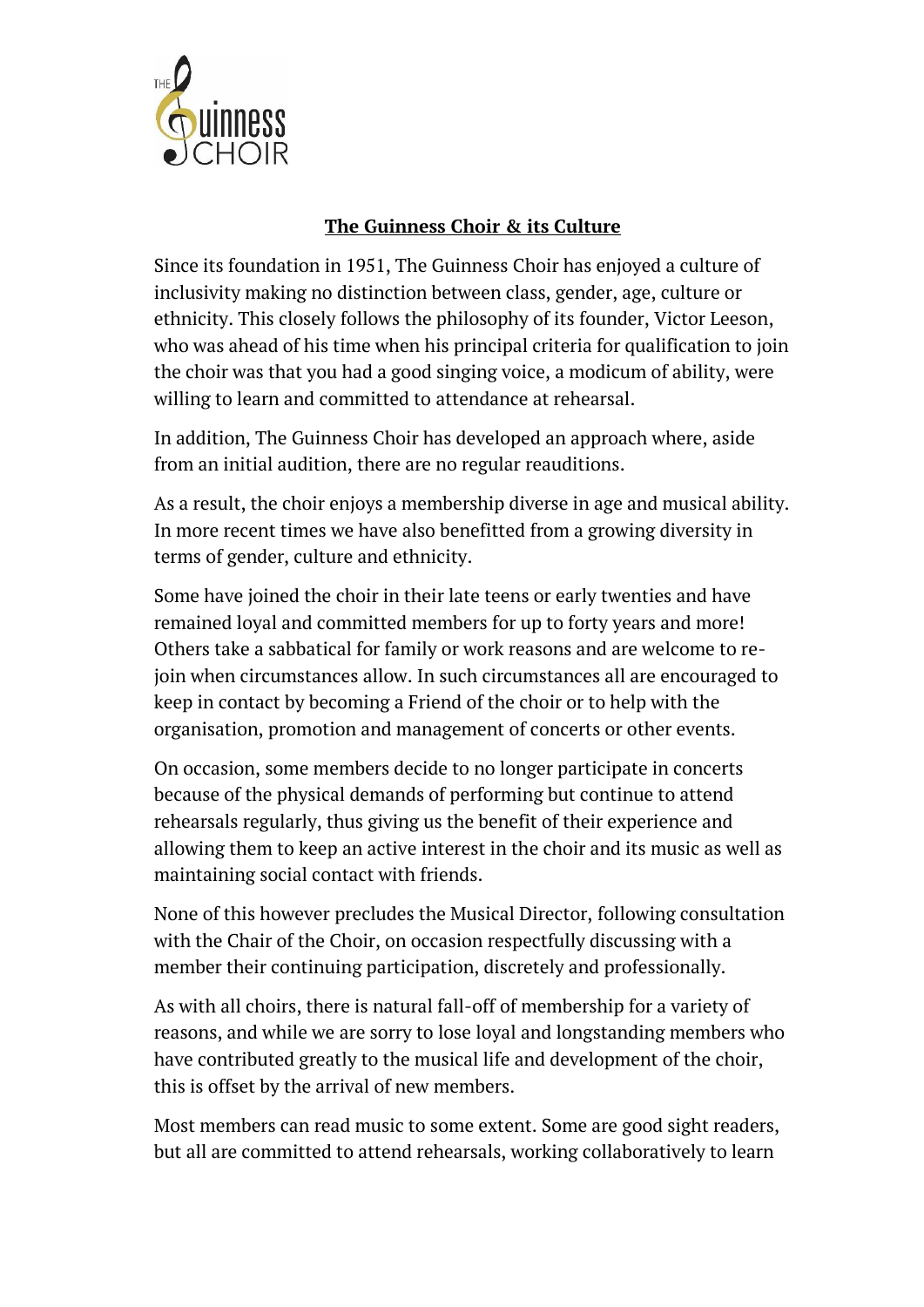## The Guinness Choir & its Culture

Since its foundation in 1951, The Guinness Choir has enjoyed a culture of inclusivity making no distinction between class, gender, age, culture or ethnicity. This closely follows the philosophy of its founder, Victor Leeson, who was ahead of his time when his principal criteria for qualification to join the choir was that you had a good singing voice, a modicum of ability, were willing to learn and committed to attendance at rehearsal.

In addition, The Guinness Choir has developed an approach where, aside from an initial audition, there are no regular reauditions.

As a result, the choir enjoys a membership diverse in age and musical ability. In more recent times we have also benefitted from a growing diversity in terms of gender, culture and ethnicity.

Some have joined the choir in their late teens or early twenties and have remained loyal and committed members for up to forty years and more! Others take a sabbatical for family or work reasons and are welcome to re-join when circumstances allow. In such circumstances all are encouraged to keep in contact by becoming a Friend of the choir or to help with the organisation, promotion and management of concerts or other events.

On occasion, some members decide to no longer participate in concerts because of the physical demands of performing but continue to attend rehearsals regularly, thus giving us the benefit of their experience and allowing them to keep an active interest in the choir and its music as well as maintaining social contact with friends.

None of this however precludes the Musical Director, following consultation with the Chair of the Choir, on occasion respectfully discussing with a member their continuing participation, discretely and professionally.

As with all choirs, there is natural fall-off of membership for a variety of reasons, and while we are sorry to lose loyal and longstanding members who have contributed greatly to the musical life and development of the choir, this is offset by the arrival of new members.

Most members can read music to some extent. Some are good sight readers, but all are committed to attend rehearsals, working collaboratively to learn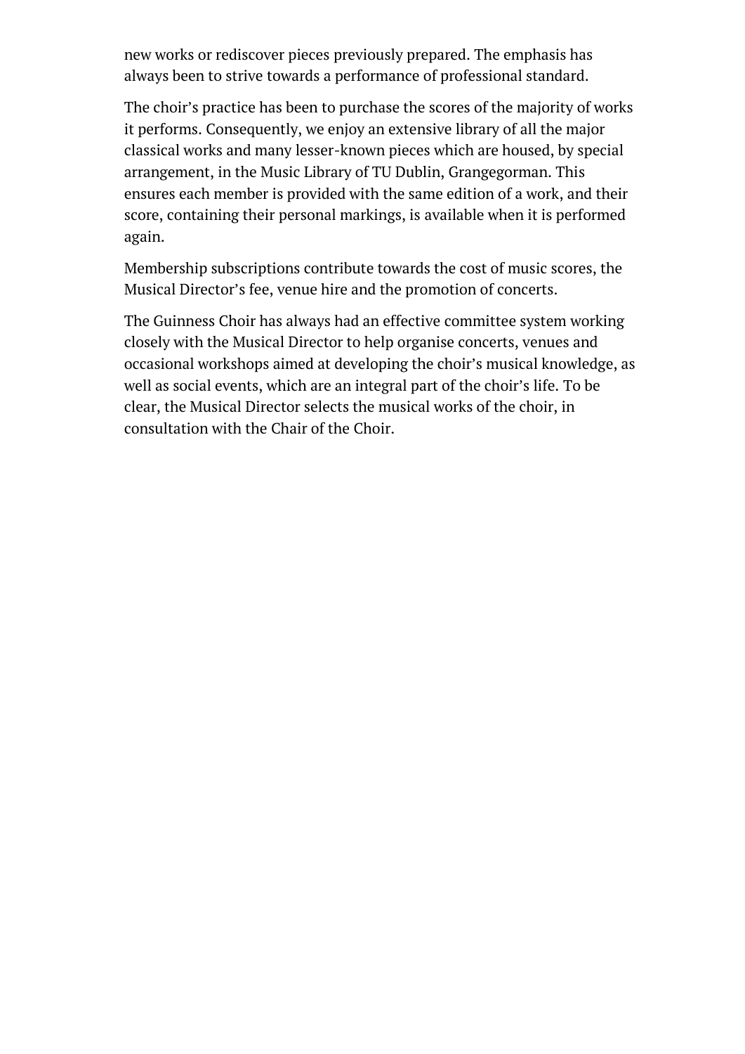new works or rediscover pieces previously prepared. The emphasis has always been to strive towards a performance of professional standard.

The choir's practice has been to purchase the scores of the majority of works it performs. Consequently, we enjoy an extensive library of all the major classical works and many lesser-known pieces which are housed, by special arrangement, in the Music Library of TU Dublin, Grangegorman. This ensures each member is provided with the same edition of a work, and their score, containing their personal markings, is available when it is performed again.

Membership subscriptions contribute towards the cost of music scores, the Musical Director's fee, venue hire and the promotion of concerts.

The Guinness Choir has always had an effective committee system working closely with the Musical Director to help organise concerts, venues and occasional workshops aimed at developing the choir's musical knowledge, as well as social events, which are an integral part of the choir's life. To be clear, the Musical Director selects the musical works of the choir, in consultation with the Chair of the Choir.